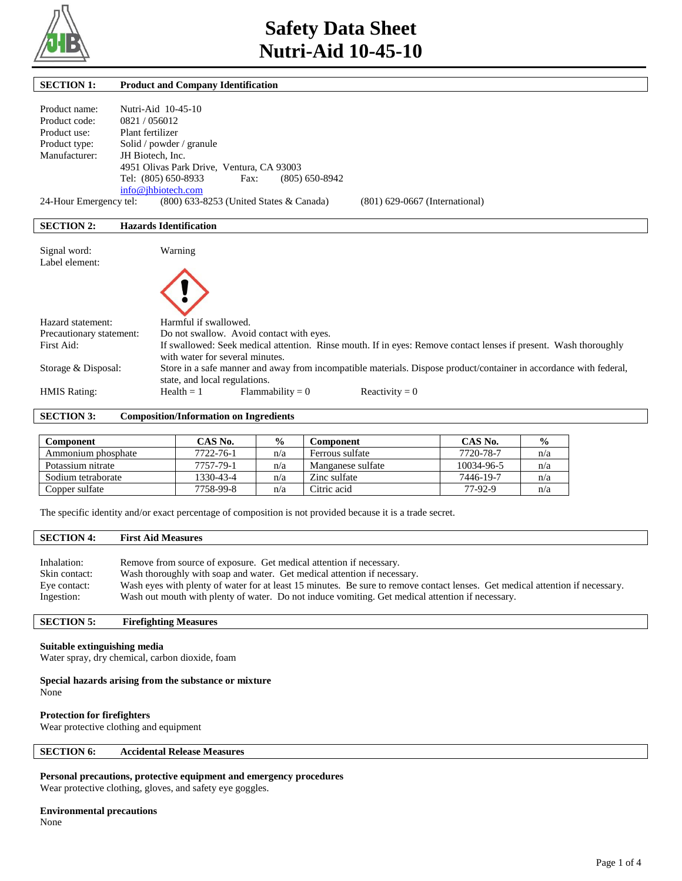# Safety Data Sheet
# Nutri-Aid 10-45-10

## SECTION 1: Product and Company Identification

Product name: Nutri-Aid 10-45-10
Product code: 0821 / 056012
Product use: Plant fertilizer
Product type: Solid / powder / granule
Manufacturer: JH Biotech, Inc.
4951 Olivas Park Drive, Ventura, CA 93003
Tel: (805) 650-8933 Fax: (805) 650-8942
info@jhbiotech.com

24-Hour Emergency tel: (800) 633-8253 (United States & Canada) (801) 629-0667 (International)

## SECTION 2: Hazards Identification

Signal word: Warning
Label element:

Hazard statement: Harmful if swallowed.
Precautionary statement: Do not swallow. Avoid contact with eyes.
First Aid: If swallowed: Seek medical attention. Rinse mouth. If in eyes: Remove contact lenses if present. Wash thoroughly with water for several minutes.
Storage & Disposal: Store in a safe manner and away from incompatible materials. Dispose product/container in accordance with federal, state, and local regulations.
HMIS Rating: Health = 1 Flammability = 0 Reactivity = 0

## SECTION 3: Composition/Information on Ingredients

| Component | CAS No. | % | Component | CAS No. | % |
|---|---|---|---|---|---|
| Ammonium phosphate | 7722-76-1 | n/a | Ferrous sulfate | 7720-78-7 | n/a |
| Potassium nitrate | 7757-79-1 | n/a | Manganese sulfate | 10034-96-5 | n/a |
| Sodium tetraborate | 1330-43-4 | n/a | Zinc sulfate | 7446-19-7 | n/a |
| Copper sulfate | 7758-99-8 | n/a | Citric acid | 77-92-9 | n/a |

The specific identity and/or exact percentage of composition is not provided because it is a trade secret.

## SECTION 4: First Aid Measures

Inhalation: Remove from source of exposure. Get medical attention if necessary.
Skin contact: Wash thoroughly with soap and water. Get medical attention if necessary.
Eye contact: Wash eyes with plenty of water for at least 15 minutes. Be sure to remove contact lenses. Get medical attention if necessary.
Ingestion: Wash out mouth with plenty of water. Do not induce vomiting. Get medical attention if necessary.

## SECTION 5: Firefighting Measures

**Suitable extinguishing media**
Water spray, dry chemical, carbon dioxide, foam

**Special hazards arising from the substance or mixture**
None

**Protection for firefighters**
Wear protective clothing and equipment

## SECTION 6: Accidental Release Measures

**Personal precautions, protective equipment and emergency procedures**
Wear protective clothing, gloves, and safety eye goggles.

**Environmental precautions**
None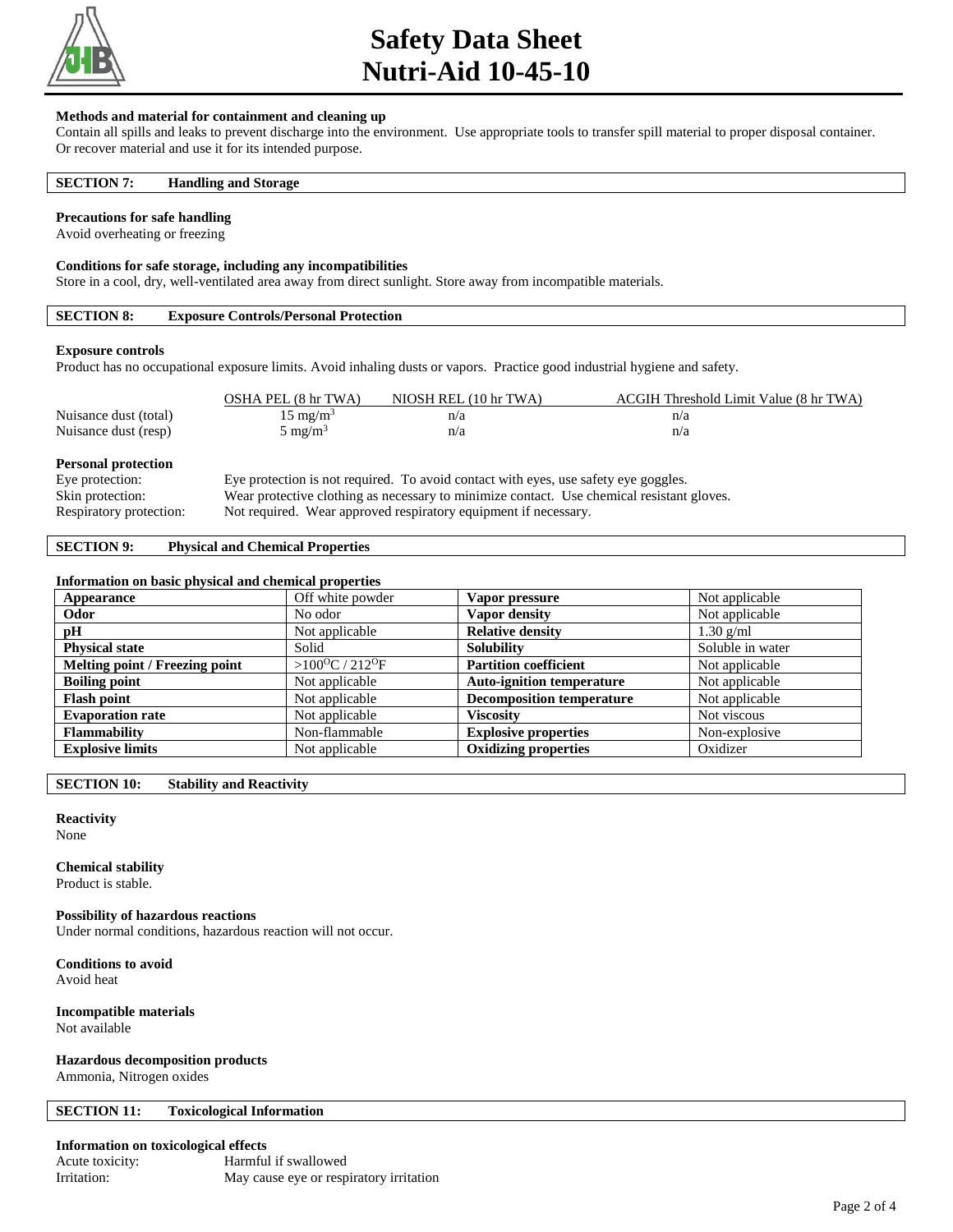**Methods and material for containment and cleaning up**

Contain all spills and leaks to prevent discharge into the environment. Use appropriate tools to transfer spill material to proper disposal container. Or recover material and use it for its intended purpose.

## SECTION 7: Handling and Storage

**Precautions for safe handling**

Avoid overheating or freezing

**Conditions for safe storage, including any incompatibilities**

Store in a cool, dry, well-ventilated area away from direct sunlight. Store away from incompatible materials.

## SECTION 8: Exposure Controls/Personal Protection

**Exposure controls**

Product has no occupational exposure limits. Avoid inhaling dusts or vapors. Practice good industrial hygiene and safety.

| | OSHA PEL (8 hr TWA) | NIOSH REL (10 hr TWA) | ACGIH Threshold Limit Value (8 hr TWA) |
|---|---|---|---|
| Nuisance dust (total) | 15 $mg/m^3$ | n/a | n/a |
| Nuisance dust (resp) | 5 $mg/m^3$ | n/a | n/a |

**Personal protection**

Eye protection: Eye protection is not required. To avoid contact with eyes, use safety eye goggles.

Skin protection: Wear protective clothing as necessary to minimize contact. Use chemical resistant gloves.

Respiratory protection: Not required. Wear approved respiratory equipment if necessary.

## SECTION 9: Physical and Chemical Properties

**Information on basic physical and chemical properties**

| Appearance | Off white powder | Vapor pressure | Not applicable |
|---|---|---|---|
| Odor | No odor | Vapor density | Not applicable |
| pH | Not applicable | Relative density | 1.30 g/ml |
| Physical state | Solid | Solubility | Soluble in water |
| Melting point / Freezing point | >100$^{O}$C / 212$^{O}$F | Partition coefficient | Not applicable |
| Boiling point | Not applicable | Auto-ignition temperature | Not applicable |
| Flash point | Not applicable | Decomposition temperature | Not applicable |
| Evaporation rate | Not applicable | Viscosity | Not viscous |
| Flammability | Non-flammable | Explosive properties | Non-explosive |
| Explosive limits | Not applicable | Oxidizing properties | Oxidizer |

## SECTION 10: Stability and Reactivity

**Reactivity**

None

**Chemical stability**

Product is stable.

**Possibility of hazardous reactions**

Under normal conditions, hazardous reaction will not occur.

**Conditions to avoid**

Avoid heat

**Incompatible materials**

Not available

**Hazardous decomposition products**

Ammonia, Nitrogen oxides

## SECTION 11: Toxicological Information

**Information on toxicological effects**

Acute toxicity: Harmful if swallowed

Irritation: May cause eye or respiratory irritation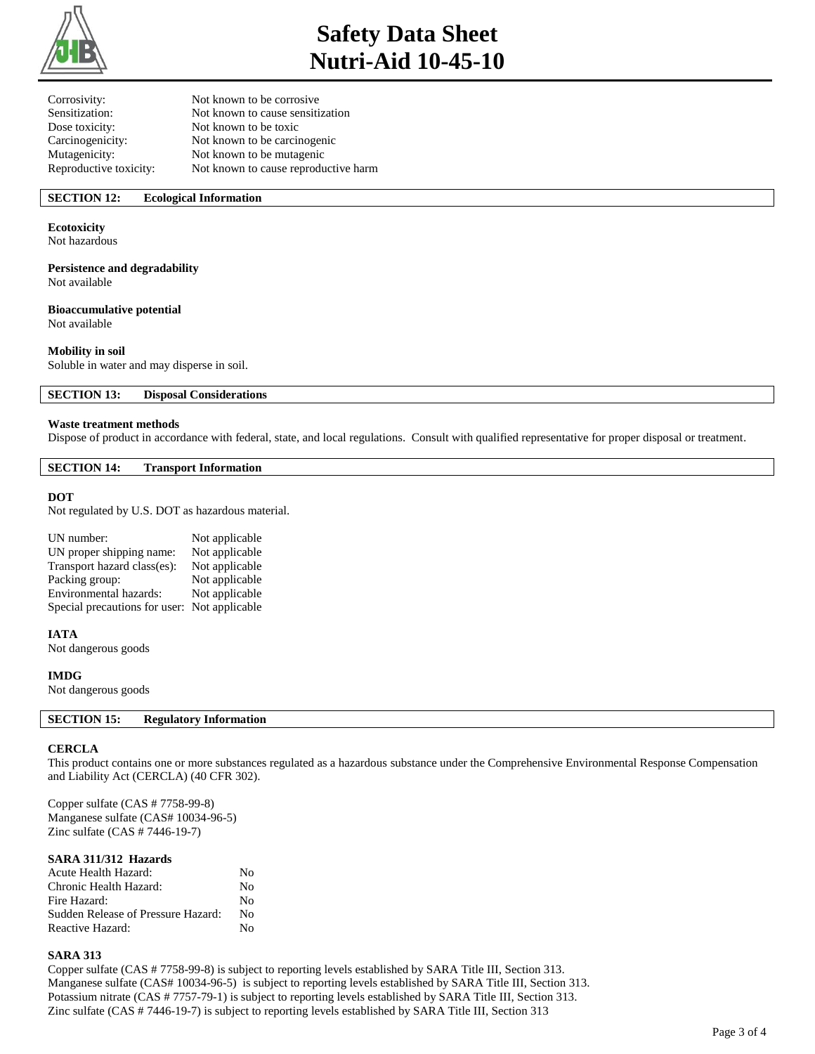| | |
|---|---|
| Corrosivity: | Not known to be corrosive |
| Sensitization: | Not known to cause sensitization |
| Dose toxicity: | Not known to be toxic |
| Carcinogenicity: | Not known to be carcinogenic |
| Mutagenicity: | Not known to be mutagenic |
| Reproductive toxicity: | Not known to cause reproductive harm |

## SECTION 12: Ecological Information

**Ecotoxicity**
Not hazardous

**Persistence and degradability**
Not available

**Bioaccumulative potential**
Not available

**Mobility in soil**
Soluble in water and may disperse in soil.

## SECTION 13: Disposal Considerations

**Waste treatment methods**
Dispose of product in accordance with federal, state, and local regulations. Consult with qualified representative for proper disposal or treatment.

## SECTION 14: Transport Information

**DOT**
Not regulated by U.S. DOT as hazardous material.

| | |
|---|---|
| UN number: | Not applicable |
| UN proper shipping name: | Not applicable |
| Transport hazard class(es): | Not applicable |
| Packing group: | Not applicable |
| Environmental hazards: | Not applicable |
| Special precautions for user: | Not applicable |

**IATA**
Not dangerous goods

**IMDG**
Not dangerous goods

## SECTION 15: Regulatory Information

**CERCLA**
This product contains one or more substances regulated as a hazardous substance under the Comprehensive Environmental Response Compensation and Liability Act (CERCLA) (40 CFR 302).

Copper sulfate (CAS # 7758-99-8)
Manganese sulfate (CAS# 10034-96-5)
Zinc sulfate (CAS # 7446-19-7)

**SARA 311/312 Hazards**

| | |
|---|---|
| Acute Health Hazard: | No |
| Chronic Health Hazard: | No |
| Fire Hazard: | No |
| Sudden Release of Pressure Hazard: | No |
| Reactive Hazard: | No |

**SARA 313**
Copper sulfate (CAS # 7758-99-8) is subject to reporting levels established by SARA Title III, Section 313.
Manganese sulfate (CAS# 10034-96-5) is subject to reporting levels established by SARA Title III, Section 313.
Potassium nitrate (CAS # 7757-79-1) is subject to reporting levels established by SARA Title III, Section 313.
Zinc sulfate (CAS # 7446-19-7) is subject to reporting levels established by SARA Title III, Section 313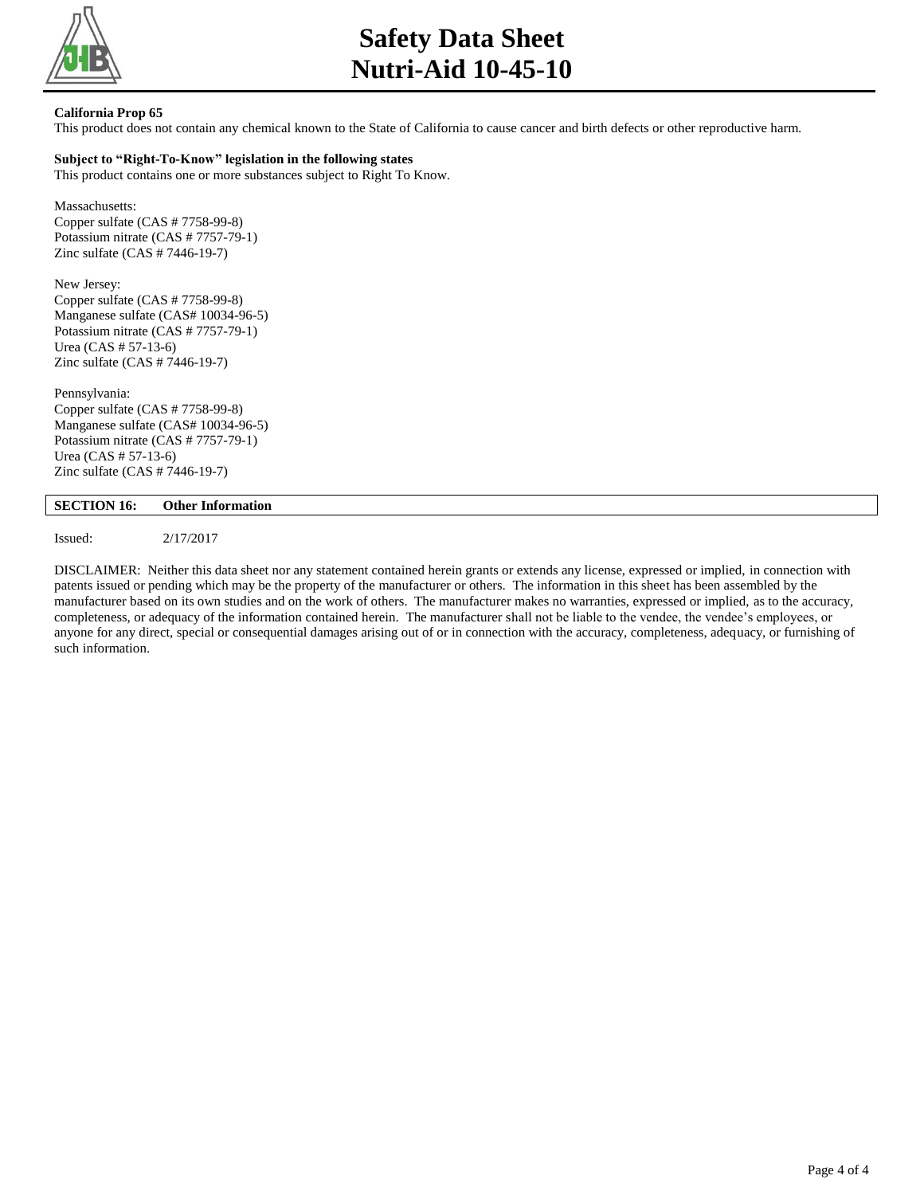**California Prop 65**

This product does not contain any chemical known to the State of California to cause cancer and birth defects or other reproductive harm.

**Subject to "Right-To-Know" legislation in the following states**

This product contains one or more substances subject to Right To Know.

Massachusetts:
Copper sulfate (CAS # 7758-99-8)
Potassium nitrate (CAS # 7757-79-1)
Zinc sulfate (CAS # 7446-19-7)

New Jersey:
Copper sulfate (CAS # 7758-99-8)
Manganese sulfate (CAS# 10034-96-5)
Potassium nitrate (CAS # 7757-79-1)
Urea (CAS # 57-13-6)
Zinc sulfate (CAS # 7446-19-7)

Pennsylvania:
Copper sulfate (CAS # 7758-99-8)
Manganese sulfate (CAS# 10034-96-5)
Potassium nitrate (CAS # 7757-79-1)
Urea (CAS # 57-13-6)
Zinc sulfate (CAS # 7446-19-7)

## SECTION 16: Other Information

Issued: 2/17/2017

DISCLAIMER: Neither this data sheet nor any statement contained herein grants or extends any license, expressed or implied, in connection with patents issued or pending which may be the property of the manufacturer or others. The information in this sheet has been assembled by the manufacturer based on its own studies and on the work of others. The manufacturer makes no warranties, expressed or implied, as to the accuracy, completeness, or adequacy of the information contained herein. The manufacturer shall not be liable to the vendee, the vendee's employees, or anyone for any direct, special or consequential damages arising out of or in connection with the accuracy, completeness, adequacy, or furnishing of such information.